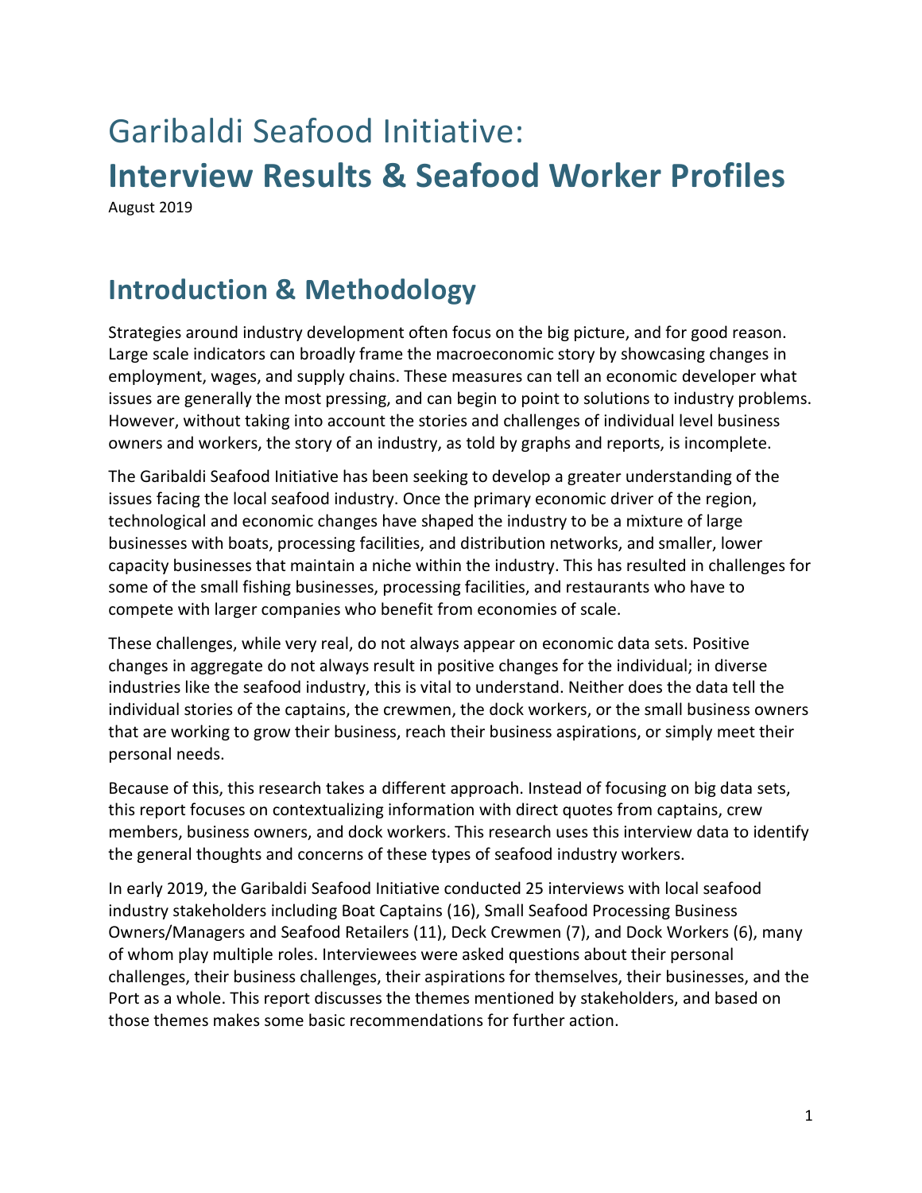# Garibaldi Seafood Initiative:
# **Interview Results & Seafood Worker Profiles**

August 2019

## Introduction & Methodology

Strategies around industry development often focus on the big picture, and for good reason. Large scale indicators can broadly frame the macroeconomic story by showcasing changes in employment, wages, and supply chains. These measures can tell an economic developer what issues are generally the most pressing, and can begin to point to solutions to industry problems. However, without taking into account the stories and challenges of individual level business owners and workers, the story of an industry, as told by graphs and reports, is incomplete.

The Garibaldi Seafood Initiative has been seeking to develop a greater understanding of the issues facing the local seafood industry. Once the primary economic driver of the region, technological and economic changes have shaped the industry to be a mixture of large businesses with boats, processing facilities, and distribution networks, and smaller, lower capacity businesses that maintain a niche within the industry. This has resulted in challenges for some of the small fishing businesses, processing facilities, and restaurants who have to compete with larger companies who benefit from economies of scale.

These challenges, while very real, do not always appear on economic data sets. Positive changes in aggregate do not always result in positive changes for the individual; in diverse industries like the seafood industry, this is vital to understand. Neither does the data tell the individual stories of the captains, the crewmen, the dock workers, or the small business owners that are working to grow their business, reach their business aspirations, or simply meet their personal needs.

Because of this, this research takes a different approach. Instead of focusing on big data sets, this report focuses on contextualizing information with direct quotes from captains, crew members, business owners, and dock workers. This research uses this interview data to identify the general thoughts and concerns of these types of seafood industry workers.

In early 2019, the Garibaldi Seafood Initiative conducted 25 interviews with local seafood industry stakeholders including Boat Captains (16), Small Seafood Processing Business Owners/Managers and Seafood Retailers (11), Deck Crewmen (7), and Dock Workers (6), many of whom play multiple roles. Interviewees were asked questions about their personal challenges, their business challenges, their aspirations for themselves, their businesses, and the Port as a whole. This report discusses the themes mentioned by stakeholders, and based on those themes makes some basic recommendations for further action.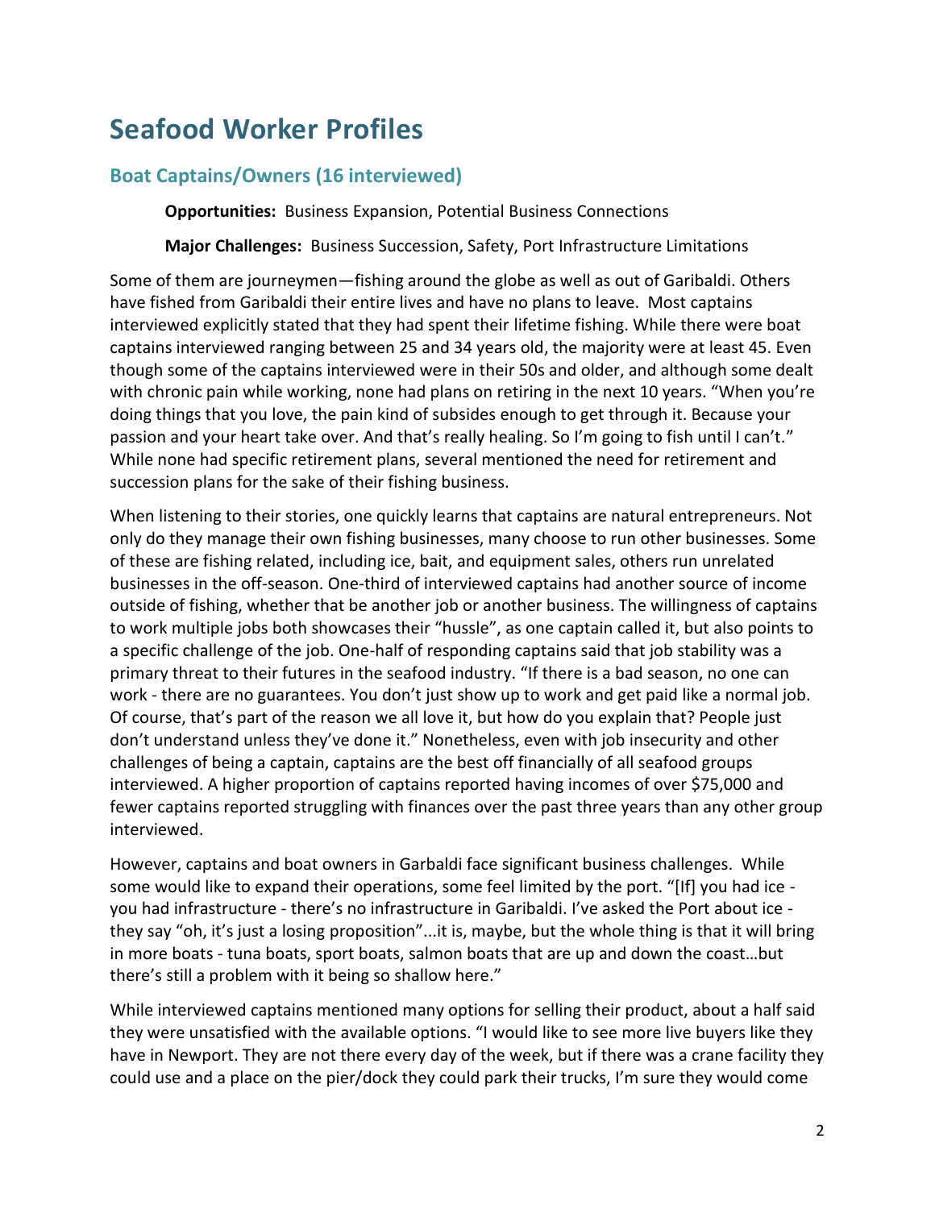# Seafood Worker Profiles

## Boat Captains/Owners (16 interviewed)

**Opportunities:** Business Expansion, Potential Business Connections

**Major Challenges:** Business Succession, Safety, Port Infrastructure Limitations

Some of them are journeymen—fishing around the globe as well as out of Garibaldi. Others have fished from Garibaldi their entire lives and have no plans to leave. Most captains interviewed explicitly stated that they had spent their lifetime fishing. While there were boat captains interviewed ranging between 25 and 34 years old, the majority were at least 45. Even though some of the captains interviewed were in their 50s and older, and although some dealt with chronic pain while working, none had plans on retiring in the next 10 years. "When you're doing things that you love, the pain kind of subsides enough to get through it. Because your passion and your heart take over. And that's really healing. So I'm going to fish until I can't." While none had specific retirement plans, several mentioned the need for retirement and succession plans for the sake of their fishing business.

When listening to their stories, one quickly learns that captains are natural entrepreneurs. Not only do they manage their own fishing businesses, many choose to run other businesses. Some of these are fishing related, including ice, bait, and equipment sales, others run unrelated businesses in the off-season. One-third of interviewed captains had another source of income outside of fishing, whether that be another job or another business. The willingness of captains to work multiple jobs both showcases their "hussle", as one captain called it, but also points to a specific challenge of the job. One-half of responding captains said that job stability was a primary threat to their futures in the seafood industry. "If there is a bad season, no one can work - there are no guarantees. You don't just show up to work and get paid like a normal job. Of course, that's part of the reason we all love it, but how do you explain that? People just don't understand unless they've done it." Nonetheless, even with job insecurity and other challenges of being a captain, captains are the best off financially of all seafood groups interviewed. A higher proportion of captains reported having incomes of over $75,000 and fewer captains reported struggling with finances over the past three years than any other group interviewed.

However, captains and boat owners in Garbaldi face significant business challenges. While some would like to expand their operations, some feel limited by the port. "[If] you had ice - you had infrastructure - there's no infrastructure in Garibaldi. I've asked the Port about ice - they say "oh, it's just a losing proposition"...it is, maybe, but the whole thing is that it will bring in more boats - tuna boats, sport boats, salmon boats that are up and down the coast…but there's still a problem with it being so shallow here."

While interviewed captains mentioned many options for selling their product, about a half said they were unsatisfied with the available options. "I would like to see more live buyers like they have in Newport. They are not there every day of the week, but if there was a crane facility they could use and a place on the pier/dock they could park their trucks, I'm sure they would come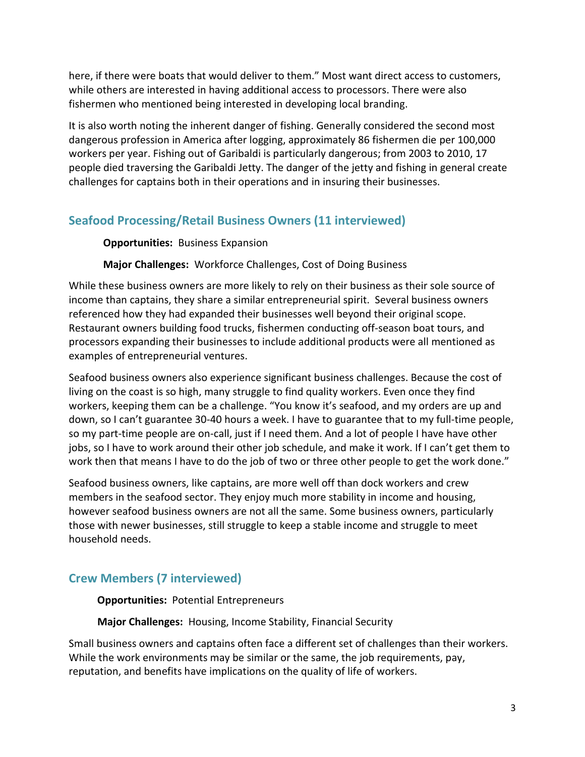here, if there were boats that would deliver to them." Most want direct access to customers, while others are interested in having additional access to processors. There were also fishermen who mentioned being interested in developing local branding.

It is also worth noting the inherent danger of fishing. Generally considered the second most dangerous profession in America after logging, approximately 86 fishermen die per 100,000 workers per year. Fishing out of Garibaldi is particularly dangerous; from 2003 to 2010, 17 people died traversing the Garibaldi Jetty. The danger of the jetty and fishing in general create challenges for captains both in their operations and in insuring their businesses.

## Seafood Processing/Retail Business Owners (11 interviewed)

**Opportunities:** Business Expansion

**Major Challenges:** Workforce Challenges, Cost of Doing Business

While these business owners are more likely to rely on their business as their sole source of income than captains, they share a similar entrepreneurial spirit. Several business owners referenced how they had expanded their businesses well beyond their original scope. Restaurant owners building food trucks, fishermen conducting off-season boat tours, and processors expanding their businesses to include additional products were all mentioned as examples of entrepreneurial ventures.

Seafood business owners also experience significant business challenges. Because the cost of living on the coast is so high, many struggle to find quality workers. Even once they find workers, keeping them can be a challenge. "You know it's seafood, and my orders are up and down, so I can't guarantee 30-40 hours a week. I have to guarantee that to my full-time people, so my part-time people are on-call, just if I need them. And a lot of people I have have other jobs, so I have to work around their other job schedule, and make it work. If I can't get them to work then that means I have to do the job of two or three other people to get the work done."

Seafood business owners, like captains, are more well off than dock workers and crew members in the seafood sector. They enjoy much more stability in income and housing, however seafood business owners are not all the same. Some business owners, particularly those with newer businesses, still struggle to keep a stable income and struggle to meet household needs.

## Crew Members (7 interviewed)

**Opportunities:** Potential Entrepreneurs

**Major Challenges:** Housing, Income Stability, Financial Security

Small business owners and captains often face a different set of challenges than their workers. While the work environments may be similar or the same, the job requirements, pay, reputation, and benefits have implications on the quality of life of workers.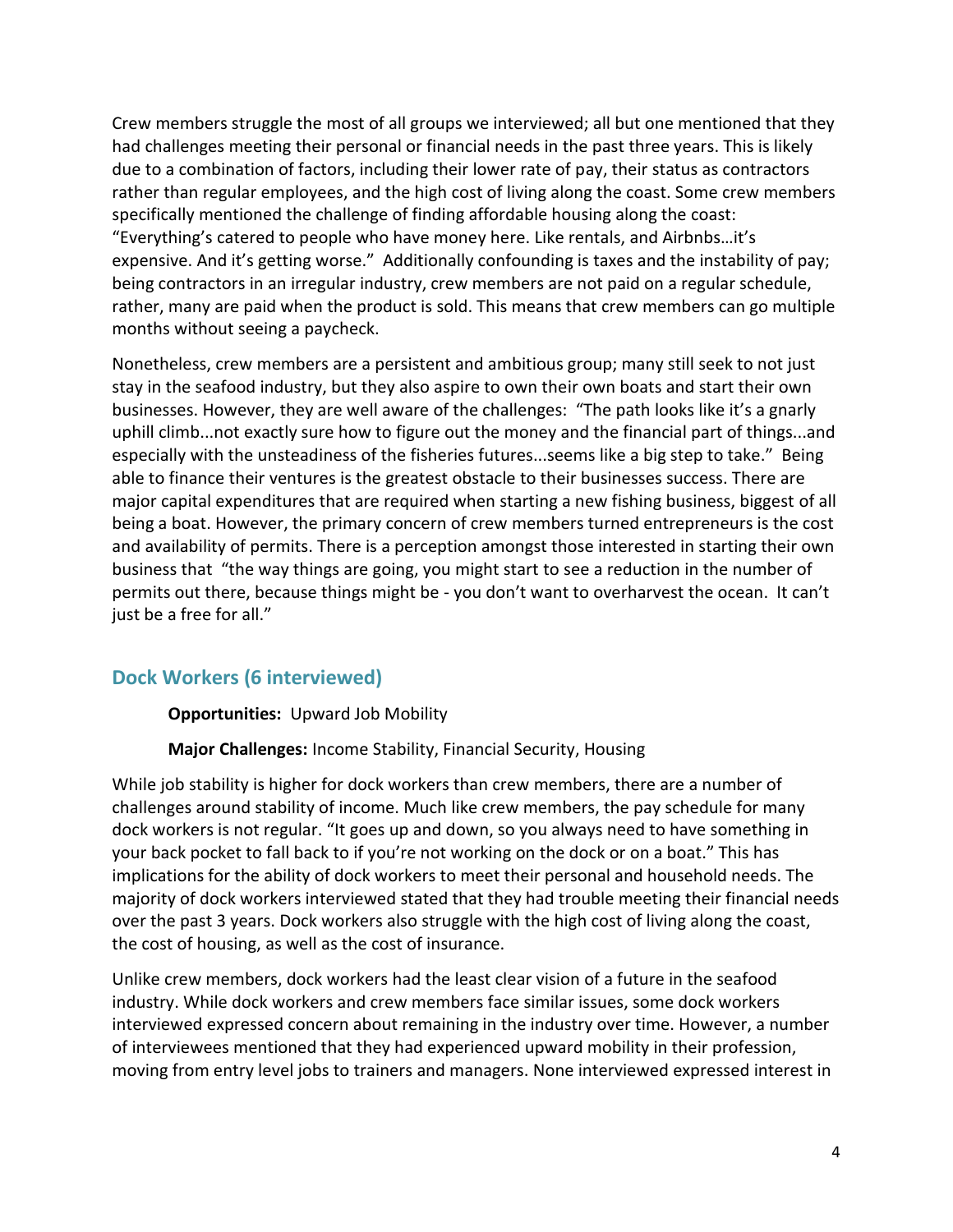Crew members struggle the most of all groups we interviewed; all but one mentioned that they had challenges meeting their personal or financial needs in the past three years. This is likely due to a combination of factors, including their lower rate of pay, their status as contractors rather than regular employees, and the high cost of living along the coast. Some crew members specifically mentioned the challenge of finding affordable housing along the coast: "Everything's catered to people who have money here. Like rentals, and Airbnbs…it's expensive. And it's getting worse." Additionally confounding is taxes and the instability of pay; being contractors in an irregular industry, crew members are not paid on a regular schedule, rather, many are paid when the product is sold. This means that crew members can go multiple months without seeing a paycheck.

Nonetheless, crew members are a persistent and ambitious group; many still seek to not just stay in the seafood industry, but they also aspire to own their own boats and start their own businesses. However, they are well aware of the challenges: "The path looks like it's a gnarly uphill climb...not exactly sure how to figure out the money and the financial part of things...and especially with the unsteadiness of the fisheries futures...seems like a big step to take." Being able to finance their ventures is the greatest obstacle to their businesses success. There are major capital expenditures that are required when starting a new fishing business, biggest of all being a boat. However, the primary concern of crew members turned entrepreneurs is the cost and availability of permits. There is a perception amongst those interested in starting their own business that "the way things are going, you might start to see a reduction in the number of permits out there, because things might be - you don't want to overharvest the ocean. It can't just be a free for all."

## Dock Workers (6 interviewed)

**Opportunities:** Upward Job Mobility

**Major Challenges:** Income Stability, Financial Security, Housing

While job stability is higher for dock workers than crew members, there are a number of challenges around stability of income. Much like crew members, the pay schedule for many dock workers is not regular. "It goes up and down, so you always need to have something in your back pocket to fall back to if you're not working on the dock or on a boat." This has implications for the ability of dock workers to meet their personal and household needs. The majority of dock workers interviewed stated that they had trouble meeting their financial needs over the past 3 years. Dock workers also struggle with the high cost of living along the coast, the cost of housing, as well as the cost of insurance.

Unlike crew members, dock workers had the least clear vision of a future in the seafood industry. While dock workers and crew members face similar issues, some dock workers interviewed expressed concern about remaining in the industry over time. However, a number of interviewees mentioned that they had experienced upward mobility in their profession, moving from entry level jobs to trainers and managers. None interviewed expressed interest in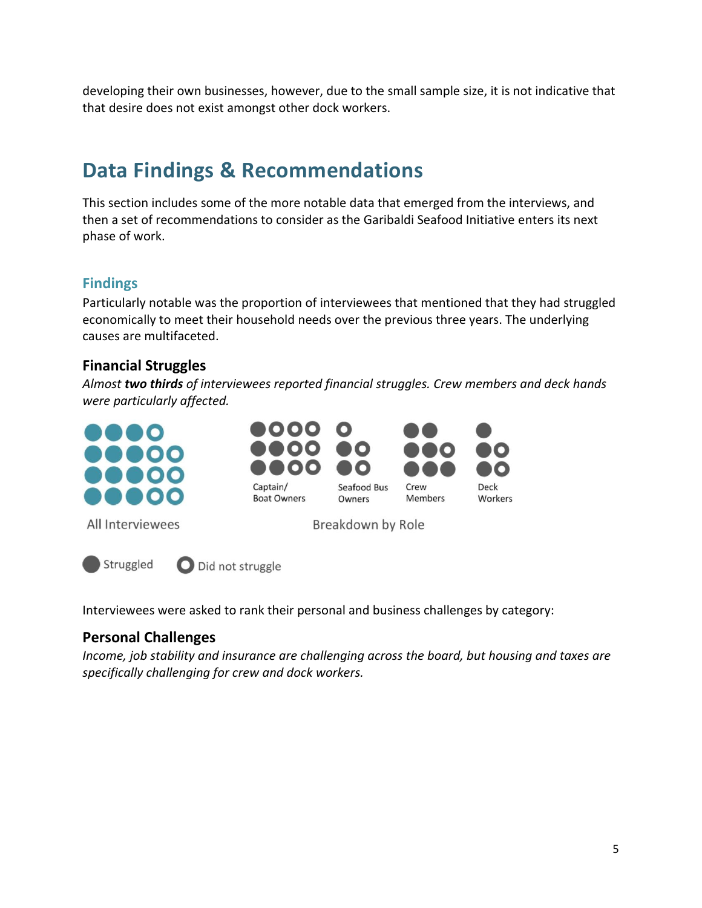developing their own businesses, however, due to the small sample size, it is not indicative that that desire does not exist amongst other dock workers.

# Data Findings & Recommendations

This section includes some of the more notable data that emerged from the interviews, and then a set of recommendations to consider as the Garibaldi Seafood Initiative enters its next phase of work.

## Findings

Particularly notable was the proportion of interviewees that mentioned that they had struggled economically to meet their household needs over the previous three years. The underlying causes are multifaceted.

### Financial Struggles

*Almost **two thirds** of interviewees reported financial struggles. Crew members and deck hands were particularly affected.*

Captain/ Boat Owners

Seafood Bus Owners

Crew Members

Deck Workers

All Interviewees

Breakdown by Role

Struggled

Did not struggle

Interviewees were asked to rank their personal and business challenges by category:

### Personal Challenges

*Income, job stability and insurance are challenging across the board, but housing and taxes are specifically challenging for crew and dock workers.*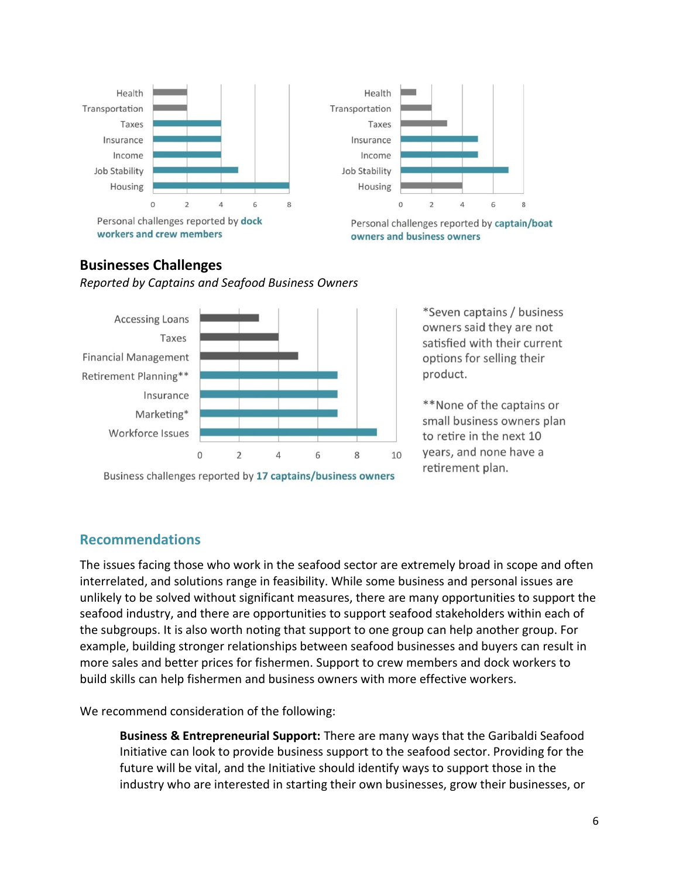Personal challenges reported by **dock workers and crew members**

| Challenge | Count |
|---|---|
| Health | 2 |
| Transportation | 2 |
| Taxes | 4 |
| Insurance | 4 |
| Income | 4 |
| Job Stability | 5 |
| Housing | 8 |

Personal challenges reported by **captain/boat owners and business owners**

| Challenge | Count |
|---|---|
| Health | 1 |
| Transportation | 2 |
| Taxes | 3 |
| Insurance | 5 |
| Income | 5 |
| Job Stability | 7 |
| Housing | 4 |

## Businesses Challenges

*Reported by Captains and Seafood Business Owners*

| Challenge | Count |
|---|---|
| Accessing Loans | 3 |
| Taxes | 4 |
| Financial Management | 5 |
| Retirement Planning** | 7 |
| Insurance | 7 |
| Marketing* | 7 |
| Workforce Issues | 9 |

Business challenges reported by **17 captains/business owners**

*Seven captains / business owners said they are not satisfied with their current options for selling their product.

**None of the captains or small business owners plan to retire in the next 10 years, and none have a retirement plan.

## Recommendations

The issues facing those who work in the seafood sector are extremely broad in scope and often interrelated, and solutions range in feasibility. While some business and personal issues are unlikely to be solved without significant measures, there are many opportunities to support the seafood industry, and there are opportunities to support seafood stakeholders within each of the subgroups. It is also worth noting that support to one group can help another group. For example, building stronger relationships between seafood businesses and buyers can result in more sales and better prices for fishermen. Support to crew members and dock workers to build skills can help fishermen and business owners with more effective workers.

We recommend consideration of the following:

> **Business & Entrepreneurial Support:** There are many ways that the Garibaldi Seafood Initiative can look to provide business support to the seafood sector. Providing for the future will be vital, and the Initiative should identify ways to support those in the industry who are interested in starting their own businesses, grow their businesses, or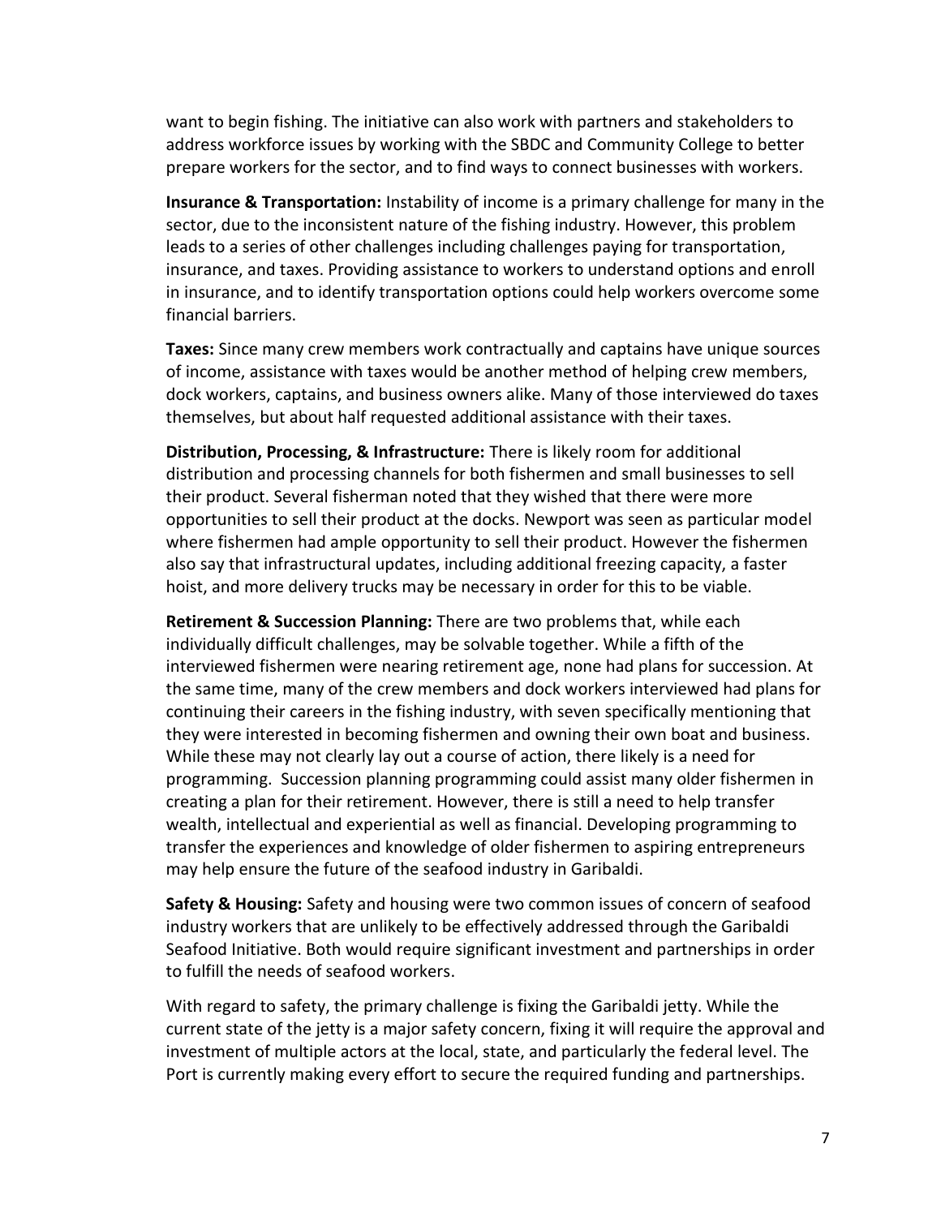want to begin fishing. The initiative can also work with partners and stakeholders to address workforce issues by working with the SBDC and Community College to better prepare workers for the sector, and to find ways to connect businesses with workers.

**Insurance & Transportation:** Instability of income is a primary challenge for many in the sector, due to the inconsistent nature of the fishing industry. However, this problem leads to a series of other challenges including challenges paying for transportation, insurance, and taxes. Providing assistance to workers to understand options and enroll in insurance, and to identify transportation options could help workers overcome some financial barriers.

**Taxes:** Since many crew members work contractually and captains have unique sources of income, assistance with taxes would be another method of helping crew members, dock workers, captains, and business owners alike. Many of those interviewed do taxes themselves, but about half requested additional assistance with their taxes.

**Distribution, Processing, & Infrastructure:** There is likely room for additional distribution and processing channels for both fishermen and small businesses to sell their product. Several fisherman noted that they wished that there were more opportunities to sell their product at the docks. Newport was seen as particular model where fishermen had ample opportunity to sell their product. However the fishermen also say that infrastructural updates, including additional freezing capacity, a faster hoist, and more delivery trucks may be necessary in order for this to be viable.

**Retirement & Succession Planning:** There are two problems that, while each individually difficult challenges, may be solvable together. While a fifth of the interviewed fishermen were nearing retirement age, none had plans for succession. At the same time, many of the crew members and dock workers interviewed had plans for continuing their careers in the fishing industry, with seven specifically mentioning that they were interested in becoming fishermen and owning their own boat and business. While these may not clearly lay out a course of action, there likely is a need for programming. Succession planning programming could assist many older fishermen in creating a plan for their retirement. However, there is still a need to help transfer wealth, intellectual and experiential as well as financial. Developing programming to transfer the experiences and knowledge of older fishermen to aspiring entrepreneurs may help ensure the future of the seafood industry in Garibaldi.

**Safety & Housing:** Safety and housing were two common issues of concern of seafood industry workers that are unlikely to be effectively addressed through the Garibaldi Seafood Initiative. Both would require significant investment and partnerships in order to fulfill the needs of seafood workers.

With regard to safety, the primary challenge is fixing the Garibaldi jetty. While the current state of the jetty is a major safety concern, fixing it will require the approval and investment of multiple actors at the local, state, and particularly the federal level. The Port is currently making every effort to secure the required funding and partnerships.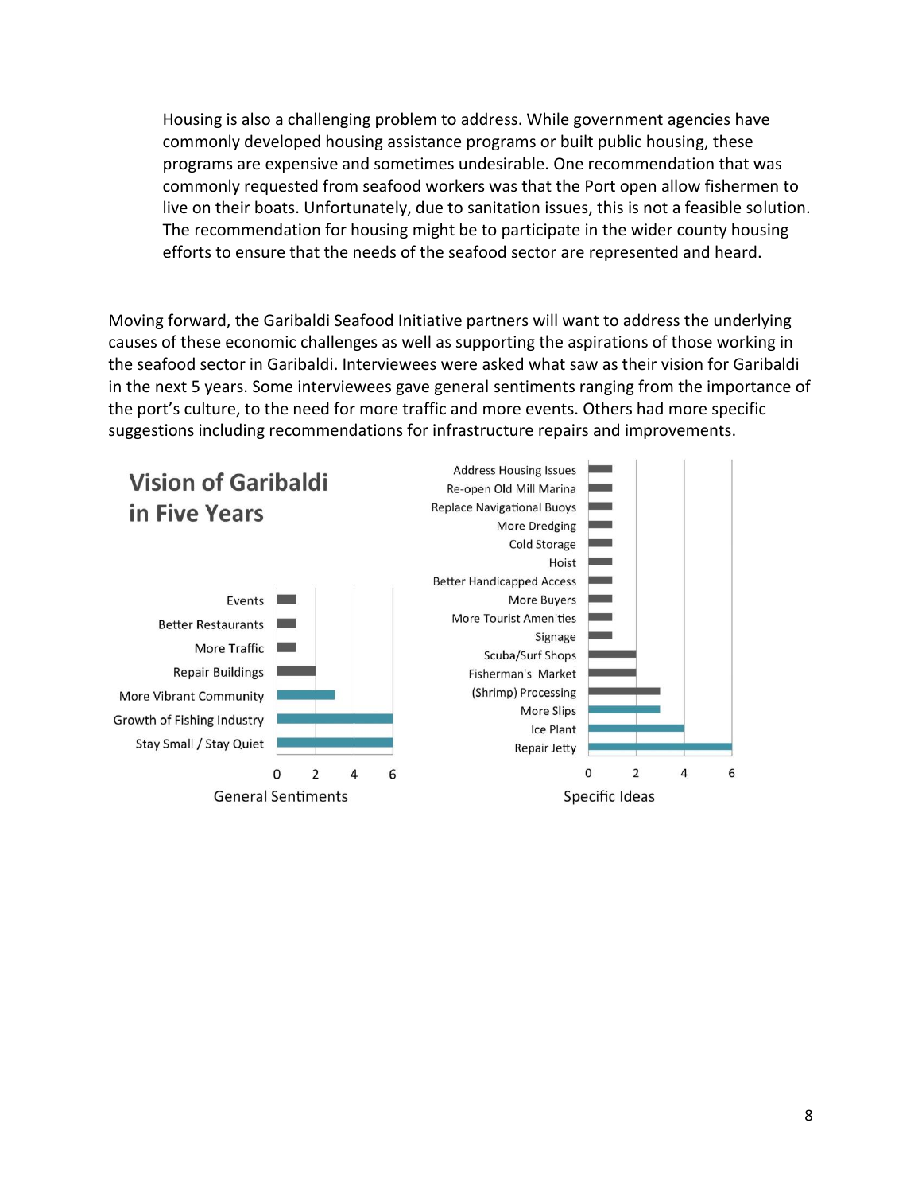Housing is also a challenging problem to address. While government agencies have commonly developed housing assistance programs or built public housing, these programs are expensive and sometimes undesirable. One recommendation that was commonly requested from seafood workers was that the Port open allow fishermen to live on their boats. Unfortunately, due to sanitation issues, this is not a feasible solution. The recommendation for housing might be to participate in the wider county housing efforts to ensure that the needs of the seafood sector are represented and heard.

Moving forward, the Garibaldi Seafood Initiative partners will want to address the underlying causes of these economic challenges as well as supporting the aspirations of those working in the seafood sector in Garibaldi. Interviewees were asked what saw as their vision for Garibaldi in the next 5 years. Some interviewees gave general sentiments ranging from the importance of the port's culture, to the need for more traffic and more events. Others had more specific suggestions including recommendations for infrastructure repairs and improvements.

Vision of Garibaldi in Five Years

Events
Better Restaurants
More Traffic
Repair Buildings
More Vibrant Community
Growth of Fishing Industry
Stay Small / Stay Quiet

0 2 4 6

General Sentiments

Address Housing Issues
Re-open Old Mill Marina
Replace Navigational Buoys
More Dredging
Cold Storage
Hoist
Better Handicapped Access
More Buyers
More Tourist Amenities
Signage
Scuba/Surf Shops
Fisherman's Market
(Shrimp) Processing
More Slips
Ice Plant
Repair Jetty

0 2 4 6

Specific Ideas